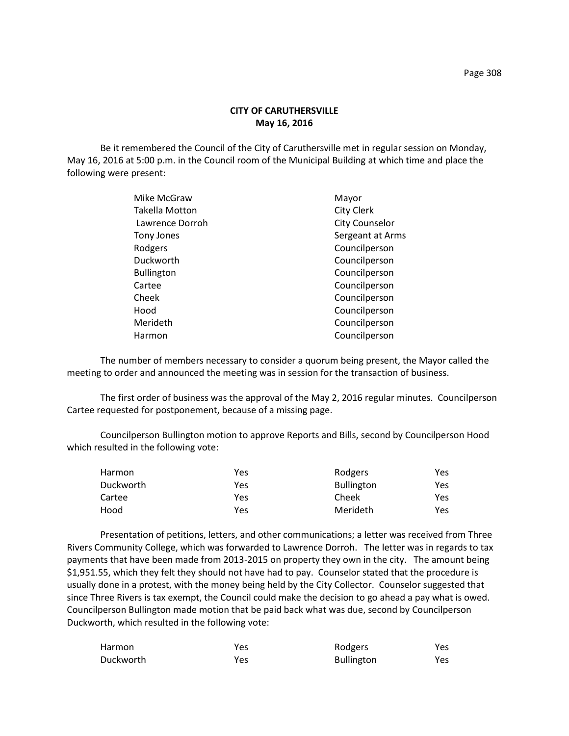**CITY OF CARUTHERSVILLE**
**May 16, 2016**

Be it remembered the Council of the City of Caruthersville met in regular session on Monday, May 16, 2016 at 5:00 p.m. in the Council room of the Municipal Building at which time and place the following were present:

| | |
|---|---|
| Mike McGraw | Mayor |
| Takella Motton | City Clerk |
| Lawrence Dorroh | City Counselor |
| Tony Jones | Sergeant at Arms |
| Rodgers | Councilperson |
| Duckworth | Councilperson |
| Bullington | Councilperson |
| Cartee | Councilperson |
| Cheek | Councilperson |
| Hood | Councilperson |
| Merideth | Councilperson |
| Harmon | Councilperson |

The number of members necessary to consider a quorum being present, the Mayor called the meeting to order and announced the meeting was in session for the transaction of business.

The first order of business was the approval of the May 2, 2016 regular minutes. Councilperson Cartee requested for postponement, because of a missing page.

Councilperson Bullington motion to approve Reports and Bills, second by Councilperson Hood which resulted in the following vote:

| | | | |
|---|---|---|---|
| Harmon | Yes | Rodgers | Yes |
| Duckworth | Yes | Bullington | Yes |
| Cartee | Yes | Cheek | Yes |
| Hood | Yes | Merideth | Yes |

Presentation of petitions, letters, and other communications; a letter was received from Three Rivers Community College, which was forwarded to Lawrence Dorroh. The letter was in regards to tax payments that have been made from 2013-2015 on property they own in the city. The amount being $1,951.55, which they felt they should not have had to pay. Counselor stated that the procedure is usually done in a protest, with the money being held by the City Collector. Counselor suggested that since Three Rivers is tax exempt, the Council could make the decision to go ahead a pay what is owed. Councilperson Bullington made motion that be paid back what was due, second by Councilperson Duckworth, which resulted in the following vote:

| | | | |
|---|---|---|---|
| Harmon | Yes | Rodgers | Yes |
| Duckworth | Yes | Bullington | Yes |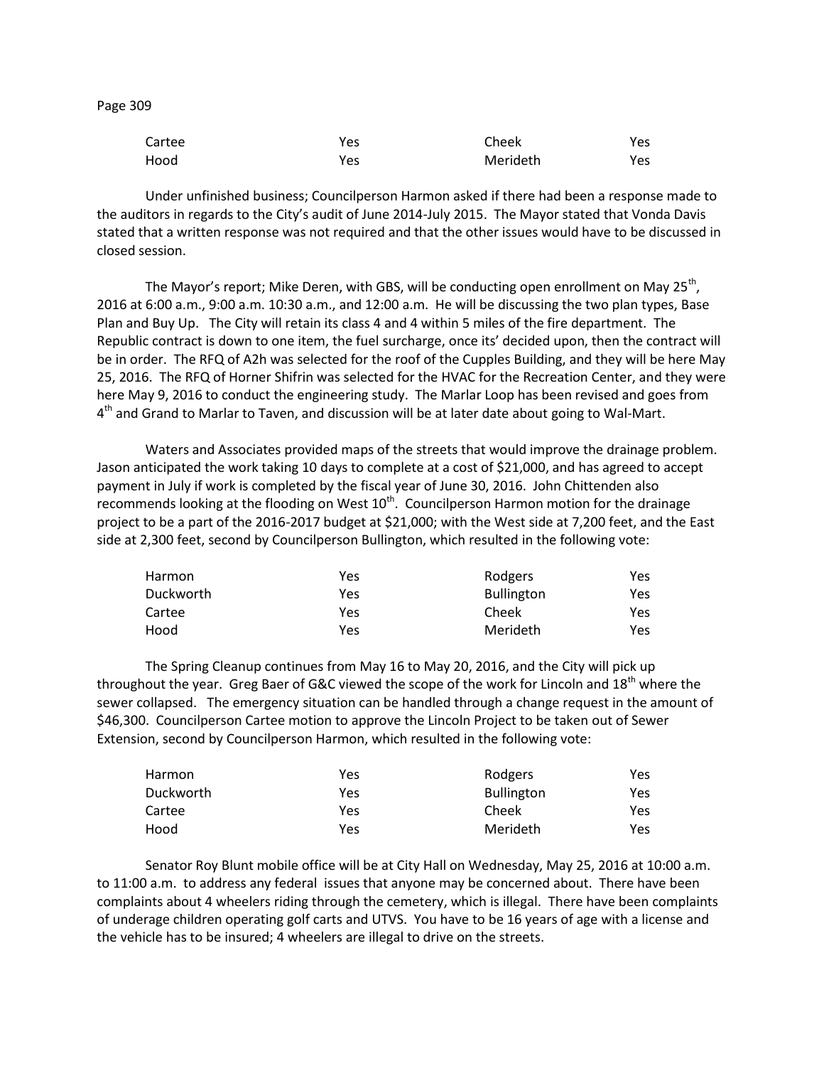| Cartee | Yes | Cheek | Yes |
|---|---|---|---|
| Hood | Yes | Merideth | Yes |

Under unfinished business; Councilperson Harmon asked if there had been a response made to the auditors in regards to the City's audit of June 2014-July 2015. The Mayor stated that Vonda Davis stated that a written response was not required and that the other issues would have to be discussed in closed session.

The Mayor's report; Mike Deren, with GBS, will be conducting open enrollment on May 25th, 2016 at 6:00 a.m., 9:00 a.m. 10:30 a.m., and 12:00 a.m. He will be discussing the two plan types, Base Plan and Buy Up. The City will retain its class 4 and 4 within 5 miles of the fire department. The Republic contract is down to one item, the fuel surcharge, once its' decided upon, then the contract will be in order. The RFQ of A2h was selected for the roof of the Cupples Building, and they will be here May 25, 2016. The RFQ of Horner Shifrin was selected for the HVAC for the Recreation Center, and they were here May 9, 2016 to conduct the engineering study. The Marlar Loop has been revised and goes from 4th and Grand to Marlar to Taven, and discussion will be at later date about going to Wal-Mart.

Waters and Associates provided maps of the streets that would improve the drainage problem. Jason anticipated the work taking 10 days to complete at a cost of $21,000, and has agreed to accept payment in July if work is completed by the fiscal year of June 30, 2016. John Chittenden also recommends looking at the flooding on West 10th. Councilperson Harmon motion for the drainage project to be a part of the 2016-2017 budget at $21,000; with the West side at 7,200 feet, and the East side at 2,300 feet, second by Councilperson Bullington, which resulted in the following vote:

| Harmon | Yes | Rodgers | Yes |
|---|---|---|---|
| Duckworth | Yes | Bullington | Yes |
| Cartee | Yes | Cheek | Yes |
| Hood | Yes | Merideth | Yes |

The Spring Cleanup continues from May 16 to May 20, 2016, and the City will pick up throughout the year. Greg Baer of G&C viewed the scope of the work for Lincoln and 18th where the sewer collapsed. The emergency situation can be handled through a change request in the amount of $46,300. Councilperson Cartee motion to approve the Lincoln Project to be taken out of Sewer Extension, second by Councilperson Harmon, which resulted in the following vote:

| Harmon | Yes | Rodgers | Yes |
|---|---|---|---|
| Duckworth | Yes | Bullington | Yes |
| Cartee | Yes | Cheek | Yes |
| Hood | Yes | Merideth | Yes |

Senator Roy Blunt mobile office will be at City Hall on Wednesday, May 25, 2016 at 10:00 a.m. to 11:00 a.m. to address any federal issues that anyone may be concerned about. There have been complaints about 4 wheelers riding through the cemetery, which is illegal. There have been complaints of underage children operating golf carts and UTVS. You have to be 16 years of age with a license and the vehicle has to be insured; 4 wheelers are illegal to drive on the streets.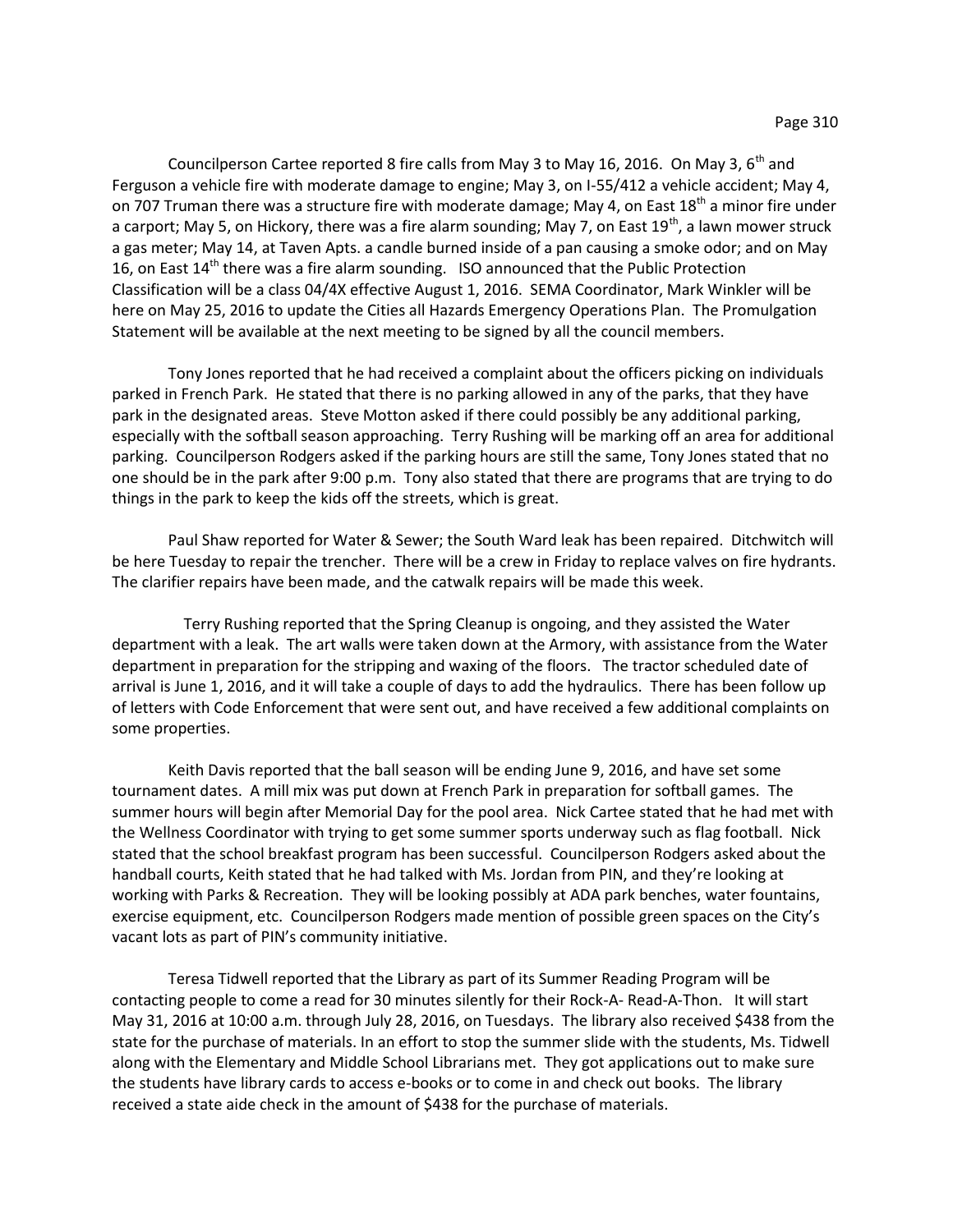Councilperson Cartee reported 8 fire calls from May 3 to May 16, 2016. On May 3, 6th and Ferguson a vehicle fire with moderate damage to engine; May 3, on I-55/412 a vehicle accident; May 4, on 707 Truman there was a structure fire with moderate damage; May 4, on East 18th a minor fire under a carport; May 5, on Hickory, there was a fire alarm sounding; May 7, on East 19th, a lawn mower struck a gas meter; May 14, at Taven Apts. a candle burned inside of a pan causing a smoke odor; and on May 16, on East 14th there was a fire alarm sounding. ISO announced that the Public Protection Classification will be a class 04/4X effective August 1, 2016. SEMA Coordinator, Mark Winkler will be here on May 25, 2016 to update the Cities all Hazards Emergency Operations Plan. The Promulgation Statement will be available at the next meeting to be signed by all the council members.

Tony Jones reported that he had received a complaint about the officers picking on individuals parked in French Park. He stated that there is no parking allowed in any of the parks, that they have park in the designated areas. Steve Motton asked if there could possibly be any additional parking, especially with the softball season approaching. Terry Rushing will be marking off an area for additional parking. Councilperson Rodgers asked if the parking hours are still the same, Tony Jones stated that no one should be in the park after 9:00 p.m. Tony also stated that there are programs that are trying to do things in the park to keep the kids off the streets, which is great.

Paul Shaw reported for Water & Sewer; the South Ward leak has been repaired. Ditchwitch will be here Tuesday to repair the trencher. There will be a crew in Friday to replace valves on fire hydrants. The clarifier repairs have been made, and the catwalk repairs will be made this week.

Terry Rushing reported that the Spring Cleanup is ongoing, and they assisted the Water department with a leak. The art walls were taken down at the Armory, with assistance from the Water department in preparation for the stripping and waxing of the floors. The tractor scheduled date of arrival is June 1, 2016, and it will take a couple of days to add the hydraulics. There has been follow up of letters with Code Enforcement that were sent out, and have received a few additional complaints on some properties.

Keith Davis reported that the ball season will be ending June 9, 2016, and have set some tournament dates. A mill mix was put down at French Park in preparation for softball games. The summer hours will begin after Memorial Day for the pool area. Nick Cartee stated that he had met with the Wellness Coordinator with trying to get some summer sports underway such as flag football. Nick stated that the school breakfast program has been successful. Councilperson Rodgers asked about the handball courts, Keith stated that he had talked with Ms. Jordan from PIN, and they're looking at working with Parks & Recreation. They will be looking possibly at ADA park benches, water fountains, exercise equipment, etc. Councilperson Rodgers made mention of possible green spaces on the City's vacant lots as part of PIN's community initiative.

Teresa Tidwell reported that the Library as part of its Summer Reading Program will be contacting people to come a read for 30 minutes silently for their Rock-A- Read-A-Thon. It will start May 31, 2016 at 10:00 a.m. through July 28, 2016, on Tuesdays. The library also received $438 from the state for the purchase of materials. In an effort to stop the summer slide with the students, Ms. Tidwell along with the Elementary and Middle School Librarians met. They got applications out to make sure the students have library cards to access e-books or to come in and check out books. The library received a state aide check in the amount of $438 for the purchase of materials.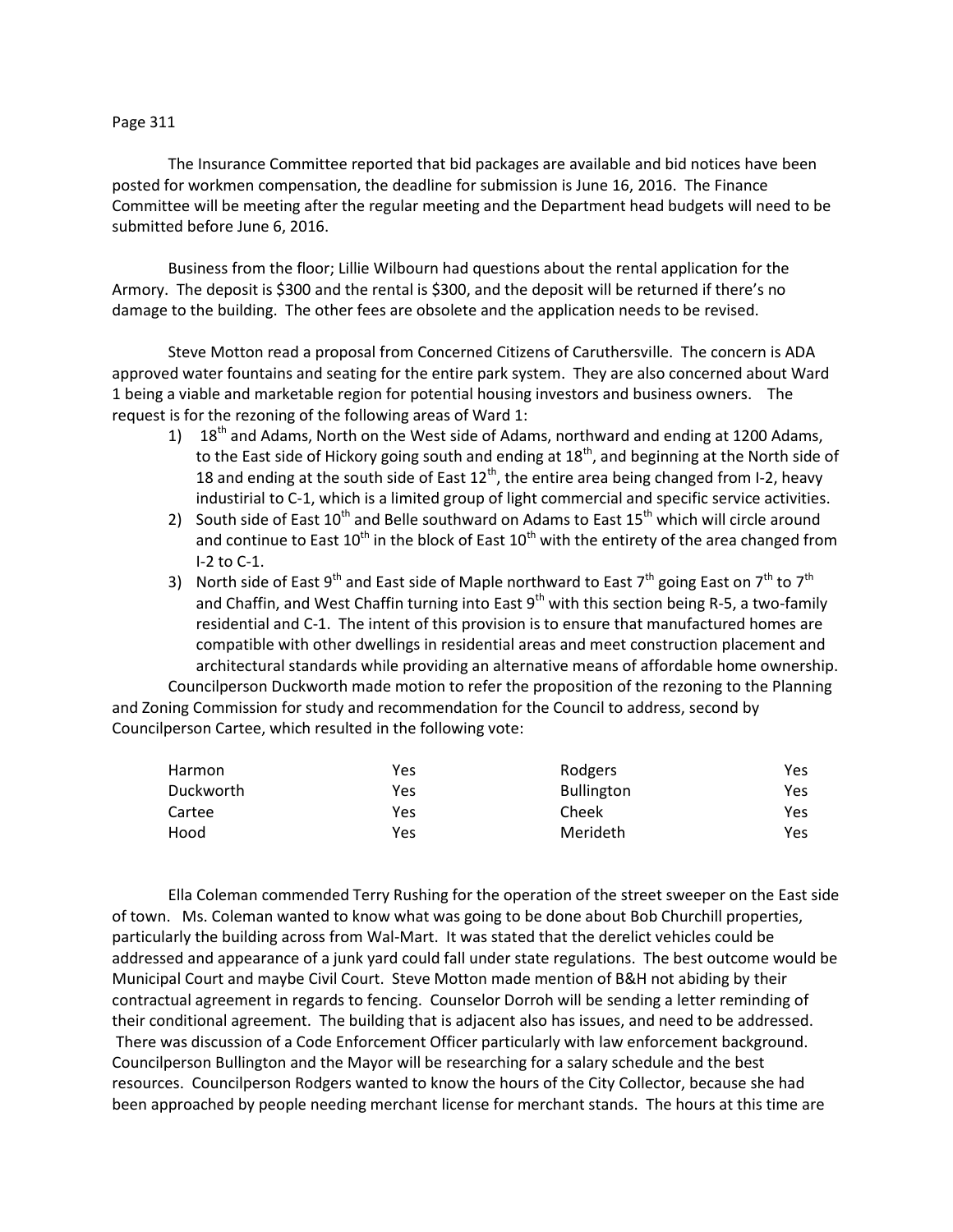The Insurance Committee reported that bid packages are available and bid notices have been posted for workmen compensation, the deadline for submission is June 16, 2016. The Finance Committee will be meeting after the regular meeting and the Department head budgets will need to be submitted before June 6, 2016.

Business from the floor; Lillie Wilbourn had questions about the rental application for the Armory. The deposit is $300 and the rental is $300, and the deposit will be returned if there's no damage to the building. The other fees are obsolete and the application needs to be revised.

Steve Motton read a proposal from Concerned Citizens of Caruthersville. The concern is ADA approved water fountains and seating for the entire park system. They are also concerned about Ward 1 being a viable and marketable region for potential housing investors and business owners. The request is for the rezoning of the following areas of Ward 1:

1) 18th and Adams, North on the West side of Adams, northward and ending at 1200 Adams, to the East side of Hickory going south and ending at 18th, and beginning at the North side of 18 and ending at the south side of East 12th, the entire area being changed from I-2, heavy industirial to C-1, which is a limited group of light commercial and specific service activities.
2) South side of East 10th and Belle southward on Adams to East 15th which will circle around and continue to East 10th in the block of East 10th with the entirety of the area changed from I-2 to C-1.
3) North side of East 9th and East side of Maple northward to East 7th going East on 7th to 7th and Chaffin, and West Chaffin turning into East 9th with this section being R-5, a two-family residential and C-1. The intent of this provision is to ensure that manufactured homes are compatible with other dwellings in residential areas and meet construction placement and architectural standards while providing an alternative means of affordable home ownership.

Councilperson Duckworth made motion to refer the proposition of the rezoning to the Planning and Zoning Commission for study and recommendation for the Council to address, second by Councilperson Cartee, which resulted in the following vote:

| | | | |
|---|---|---|---|
| Harmon | Yes | Rodgers | Yes |
| Duckworth | Yes | Bullington | Yes |
| Cartee | Yes | Cheek | Yes |
| Hood | Yes | Merideth | Yes |

Ella Coleman commended Terry Rushing for the operation of the street sweeper on the East side of town. Ms. Coleman wanted to know what was going to be done about Bob Churchill properties, particularly the building across from Wal-Mart. It was stated that the derelict vehicles could be addressed and appearance of a junk yard could fall under state regulations. The best outcome would be Municipal Court and maybe Civil Court. Steve Motton made mention of B&H not abiding by their contractual agreement in regards to fencing. Counselor Dorroh will be sending a letter reminding of their conditional agreement. The building that is adjacent also has issues, and need to be addressed. There was discussion of a Code Enforcement Officer particularly with law enforcement background. Councilperson Bullington and the Mayor will be researching for a salary schedule and the best resources. Councilperson Rodgers wanted to know the hours of the City Collector, because she had been approached by people needing merchant license for merchant stands. The hours at this time are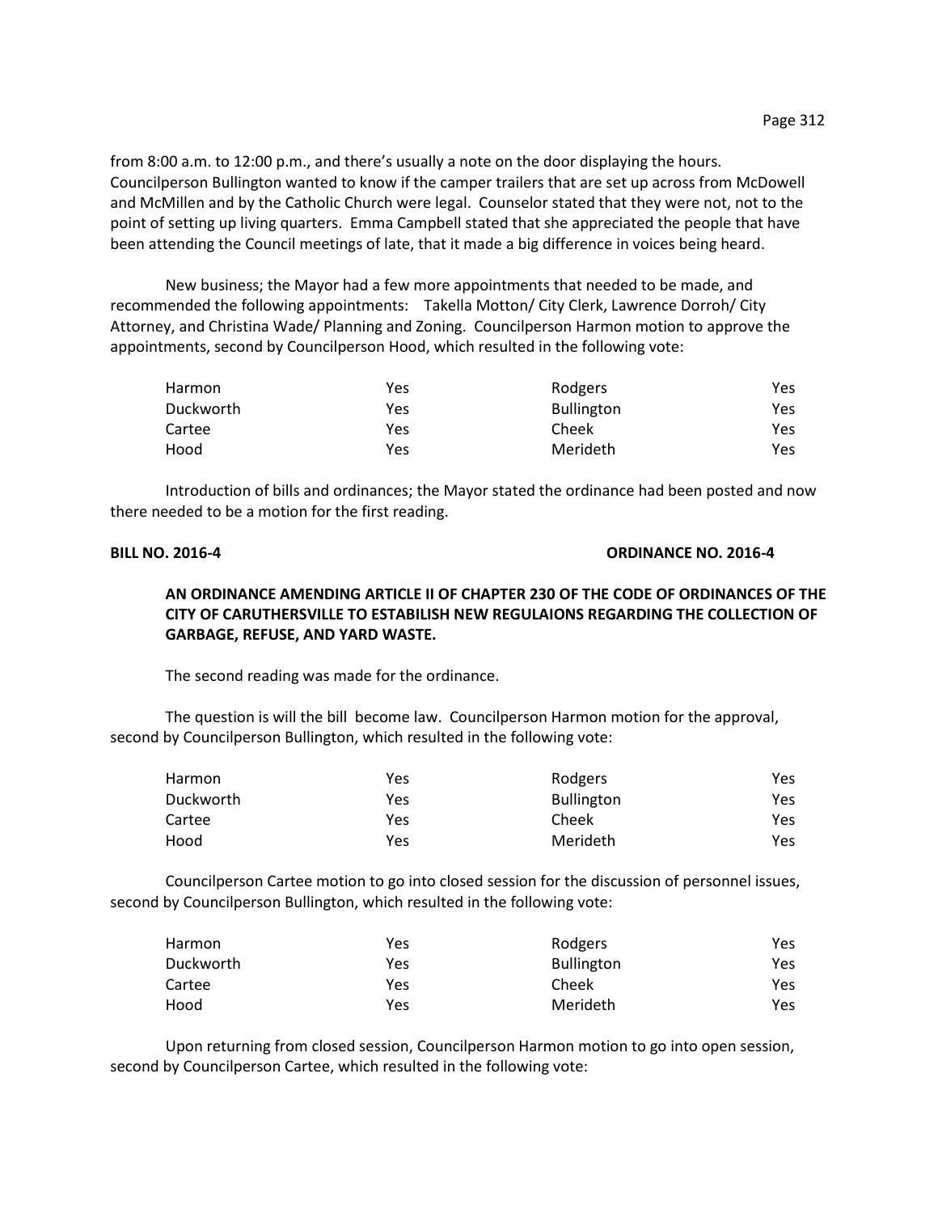from 8:00 a.m. to 12:00 p.m., and there's usually a note on the door displaying the hours. Councilperson Bullington wanted to know if the camper trailers that are set up across from McDowell and McMillen and by the Catholic Church were legal. Counselor stated that they were not, not to the point of setting up living quarters. Emma Campbell stated that she appreciated the people that have been attending the Council meetings of late, that it made a big difference in voices being heard.

New business; the Mayor had a few more appointments that needed to be made, and recommended the following appointments: Takella Motton/ City Clerk, Lawrence Dorroh/ City Attorney, and Christina Wade/ Planning and Zoning. Councilperson Harmon motion to approve the appointments, second by Councilperson Hood, which resulted in the following vote:

| | | | |
|---|---|---|---|
| Harmon | Yes | Rodgers | Yes |
| Duckworth | Yes | Bullington | Yes |
| Cartee | Yes | Cheek | Yes |
| Hood | Yes | Merideth | Yes |

Introduction of bills and ordinances; the Mayor stated the ordinance had been posted and now there needed to be a motion for the first reading.

**BILL NO. 2016-4** **ORDINANCE NO. 2016-4**

**AN ORDINANCE AMENDING ARTICLE II OF CHAPTER 230 OF THE CODE OF ORDINANCES OF THE CITY OF CARUTHERSVILLE TO ESTABILISH NEW REGULAIONS REGARDING THE COLLECTION OF GARBAGE, REFUSE, AND YARD WASTE.**

The second reading was made for the ordinance.

The question is will the bill become law. Councilperson Harmon motion for the approval, second by Councilperson Bullington, which resulted in the following vote:

| | | | |
|---|---|---|---|
| Harmon | Yes | Rodgers | Yes |
| Duckworth | Yes | Bullington | Yes |
| Cartee | Yes | Cheek | Yes |
| Hood | Yes | Merideth | Yes |

Councilperson Cartee motion to go into closed session for the discussion of personnel issues, second by Councilperson Bullington, which resulted in the following vote:

| | | | |
|---|---|---|---|
| Harmon | Yes | Rodgers | Yes |
| Duckworth | Yes | Bullington | Yes |
| Cartee | Yes | Cheek | Yes |
| Hood | Yes | Merideth | Yes |

Upon returning from closed session, Councilperson Harmon motion to go into open session, second by Councilperson Cartee, which resulted in the following vote: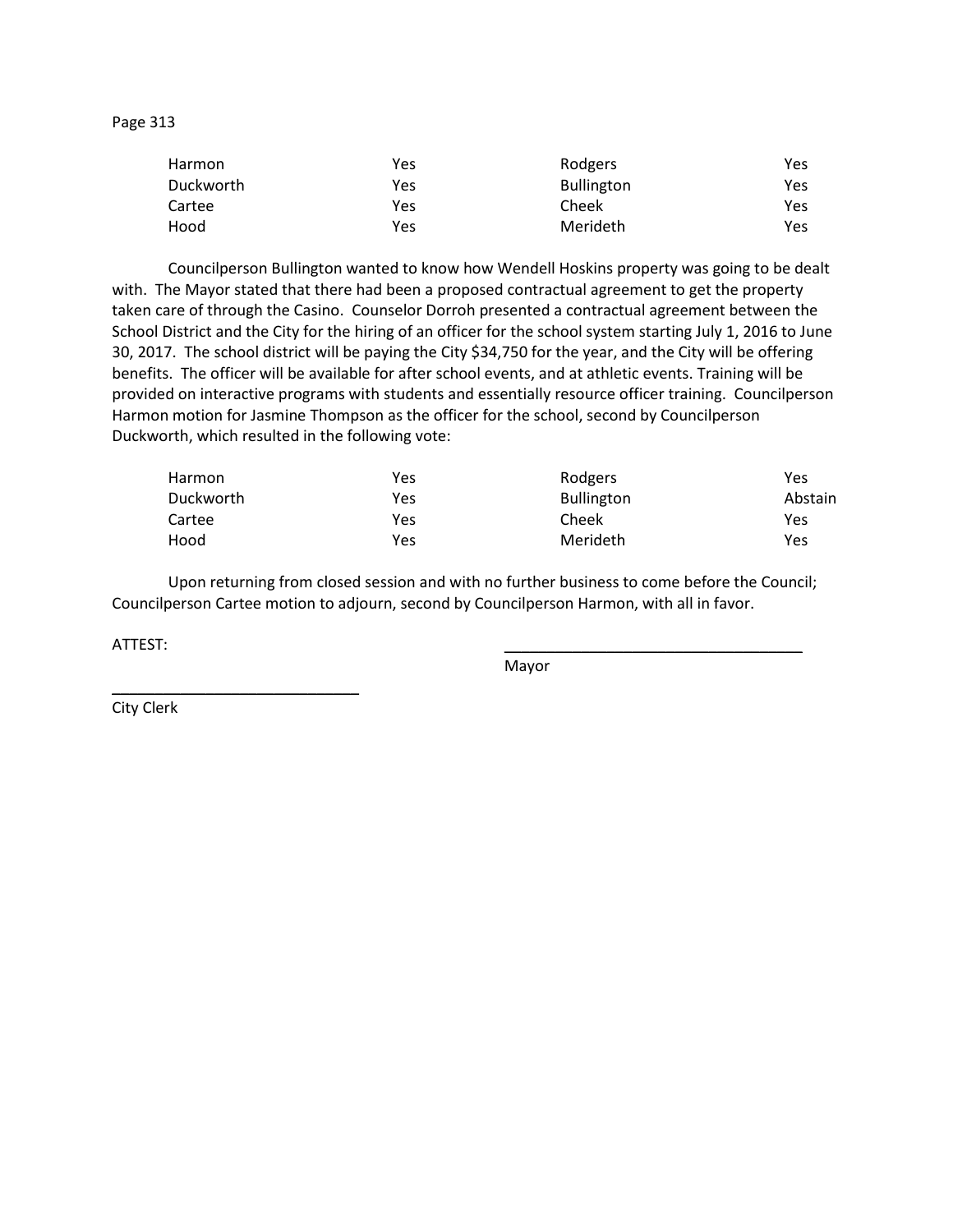| | | | |
|---|---|---|---|
| Harmon | Yes | Rodgers | Yes |
| Duckworth | Yes | Bullington | Yes |
| Cartee | Yes | Cheek | Yes |
| Hood | Yes | Merideth | Yes |

Councilperson Bullington wanted to know how Wendell Hoskins property was going to be dealt with. The Mayor stated that there had been a proposed contractual agreement to get the property taken care of through the Casino. Counselor Dorroh presented a contractual agreement between the School District and the City for the hiring of an officer for the school system starting July 1, 2016 to June 30, 2017. The school district will be paying the City $34,750 for the year, and the City will be offering benefits. The officer will be available for after school events, and at athletic events. Training will be provided on interactive programs with students and essentially resource officer training. Councilperson Harmon motion for Jasmine Thompson as the officer for the school, second by Councilperson Duckworth, which resulted in the following vote:

| | | | |
|---|---|---|---|
| Harmon | Yes | Rodgers | Yes |
| Duckworth | Yes | Bullington | Abstain |
| Cartee | Yes | Cheek | Yes |
| Hood | Yes | Merideth | Yes |

Upon returning from closed session and with no further business to come before the Council; Councilperson Cartee motion to adjourn, second by Councilperson Harmon, with all in favor.

ATTEST:

___________________________________
Mayor

_____________________________
City Clerk